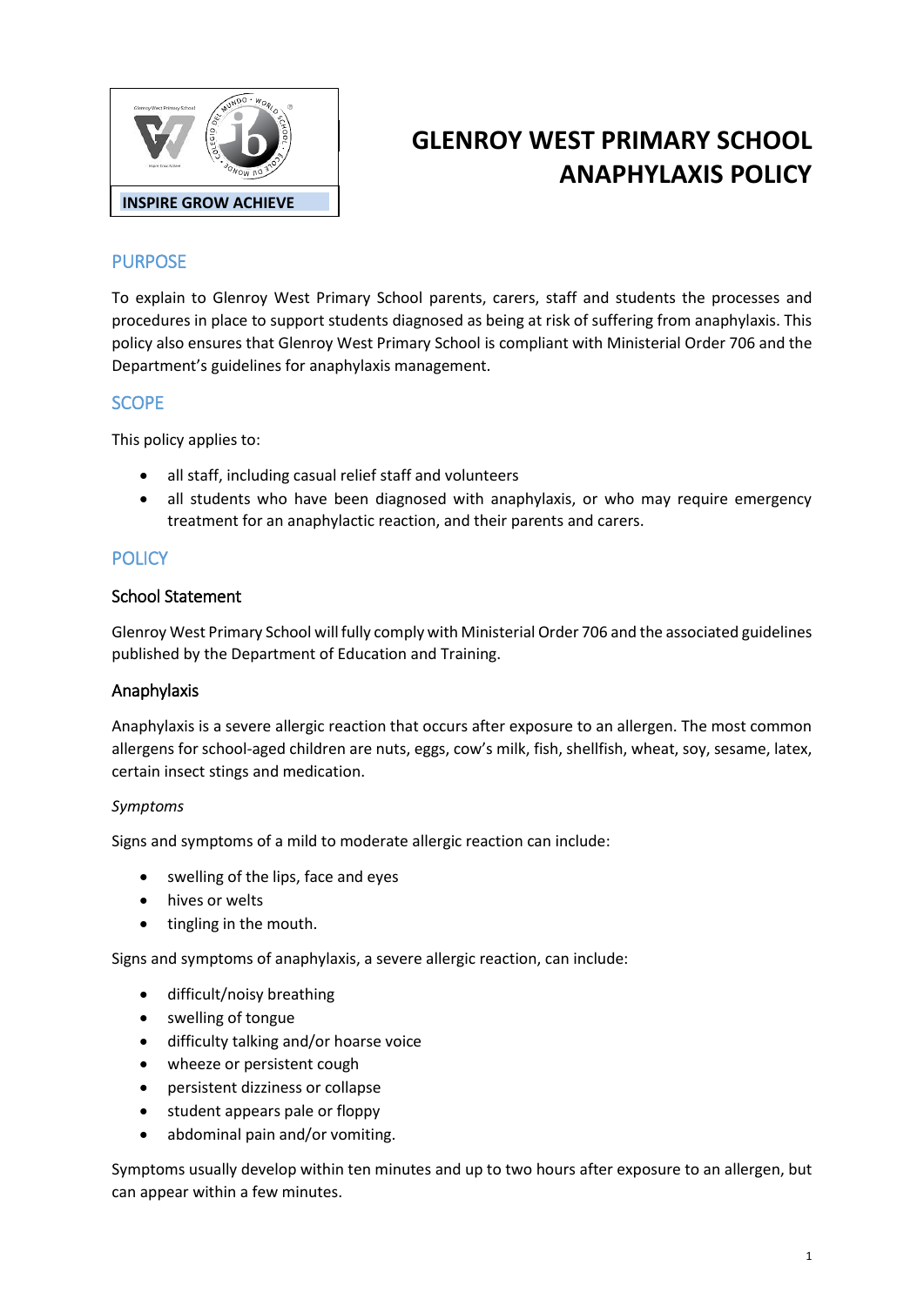INSPIRE GROW ACHIEVE

# GLENROY WEST PRIMARY SCHOOL ANAPHYLAXIS POLICY

## PURPOSE

To explain to Glenroy West Primary School parents, carers, staff and students the processes and procedures in place to support students diagnosed as being at risk of suffering from anaphylaxis. This policy also ensures that Glenroy West Primary School is compliant with Ministerial Order 706 and the Department's guidelines for anaphylaxis management.

## SCOPE

This policy applies to:

- all staff, including casual relief staff and volunteers
- all students who have been diagnosed with anaphylaxis, or who may require emergency treatment for an anaphylactic reaction, and their parents and carers.

## POLICY

### School Statement

Glenroy West Primary School will fully comply with Ministerial Order 706 and the associated guidelines published by the Department of Education and Training.

### Anaphylaxis

Anaphylaxis is a severe allergic reaction that occurs after exposure to an allergen. The most common allergens for school-aged children are nuts, eggs, cow's milk, fish, shellfish, wheat, soy, sesame, latex, certain insect stings and medication.

*Symptoms*

Signs and symptoms of a mild to moderate allergic reaction can include:

- swelling of the lips, face and eyes
- hives or welts
- tingling in the mouth.

Signs and symptoms of anaphylaxis, a severe allergic reaction, can include:

- difficult/noisy breathing
- swelling of tongue
- difficulty talking and/or hoarse voice
- wheeze or persistent cough
- persistent dizziness or collapse
- student appears pale or floppy
- abdominal pain and/or vomiting.

Symptoms usually develop within ten minutes and up to two hours after exposure to an allergen, but can appear within a few minutes.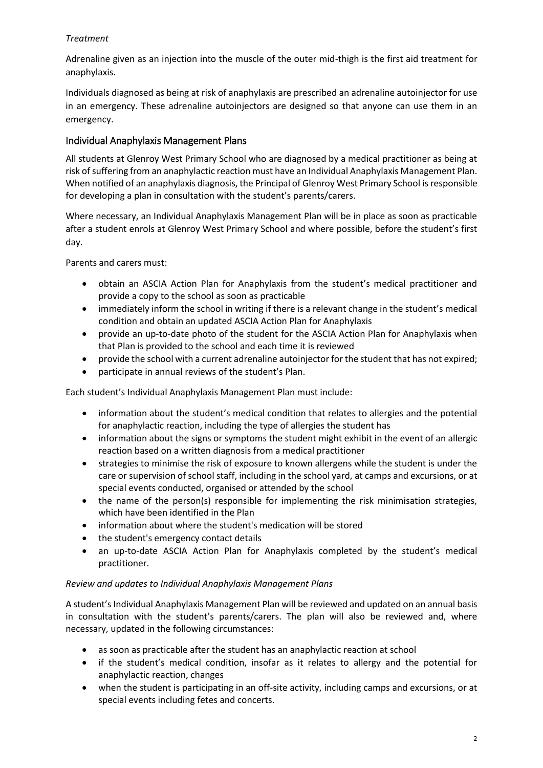*Treatment*

Adrenaline given as an injection into the muscle of the outer mid-thigh is the first aid treatment for anaphylaxis.

Individuals diagnosed as being at risk of anaphylaxis are prescribed an adrenaline autoinjector for use in an emergency. These adrenaline autoinjectors are designed so that anyone can use them in an emergency.

## Individual Anaphylaxis Management Plans

All students at Glenroy West Primary School who are diagnosed by a medical practitioner as being at risk of suffering from an anaphylactic reaction must have an Individual Anaphylaxis Management Plan. When notified of an anaphylaxis diagnosis, the Principal of Glenroy West Primary School is responsible for developing a plan in consultation with the student's parents/carers.

Where necessary, an Individual Anaphylaxis Management Plan will be in place as soon as practicable after a student enrols at Glenroy West Primary School and where possible, before the student's first day.

Parents and carers must:

- obtain an ASCIA Action Plan for Anaphylaxis from the student's medical practitioner and provide a copy to the school as soon as practicable
- immediately inform the school in writing if there is a relevant change in the student's medical condition and obtain an updated ASCIA Action Plan for Anaphylaxis
- provide an up-to-date photo of the student for the ASCIA Action Plan for Anaphylaxis when that Plan is provided to the school and each time it is reviewed
- provide the school with a current adrenaline autoinjector for the student that has not expired;
- participate in annual reviews of the student's Plan.

Each student's Individual Anaphylaxis Management Plan must include:

- information about the student's medical condition that relates to allergies and the potential for anaphylactic reaction, including the type of allergies the student has
- information about the signs or symptoms the student might exhibit in the event of an allergic reaction based on a written diagnosis from a medical practitioner
- strategies to minimise the risk of exposure to known allergens while the student is under the care or supervision of school staff, including in the school yard, at camps and excursions, or at special events conducted, organised or attended by the school
- the name of the person(s) responsible for implementing the risk minimisation strategies, which have been identified in the Plan
- information about where the student's medication will be stored
- the student's emergency contact details
- an up-to-date ASCIA Action Plan for Anaphylaxis completed by the student's medical practitioner.

*Review and updates to Individual Anaphylaxis Management Plans*

A student's Individual Anaphylaxis Management Plan will be reviewed and updated on an annual basis in consultation with the student's parents/carers. The plan will also be reviewed and, where necessary, updated in the following circumstances:

- as soon as practicable after the student has an anaphylactic reaction at school
- if the student's medical condition, insofar as it relates to allergy and the potential for anaphylactic reaction, changes
- when the student is participating in an off-site activity, including camps and excursions, or at special events including fetes and concerts.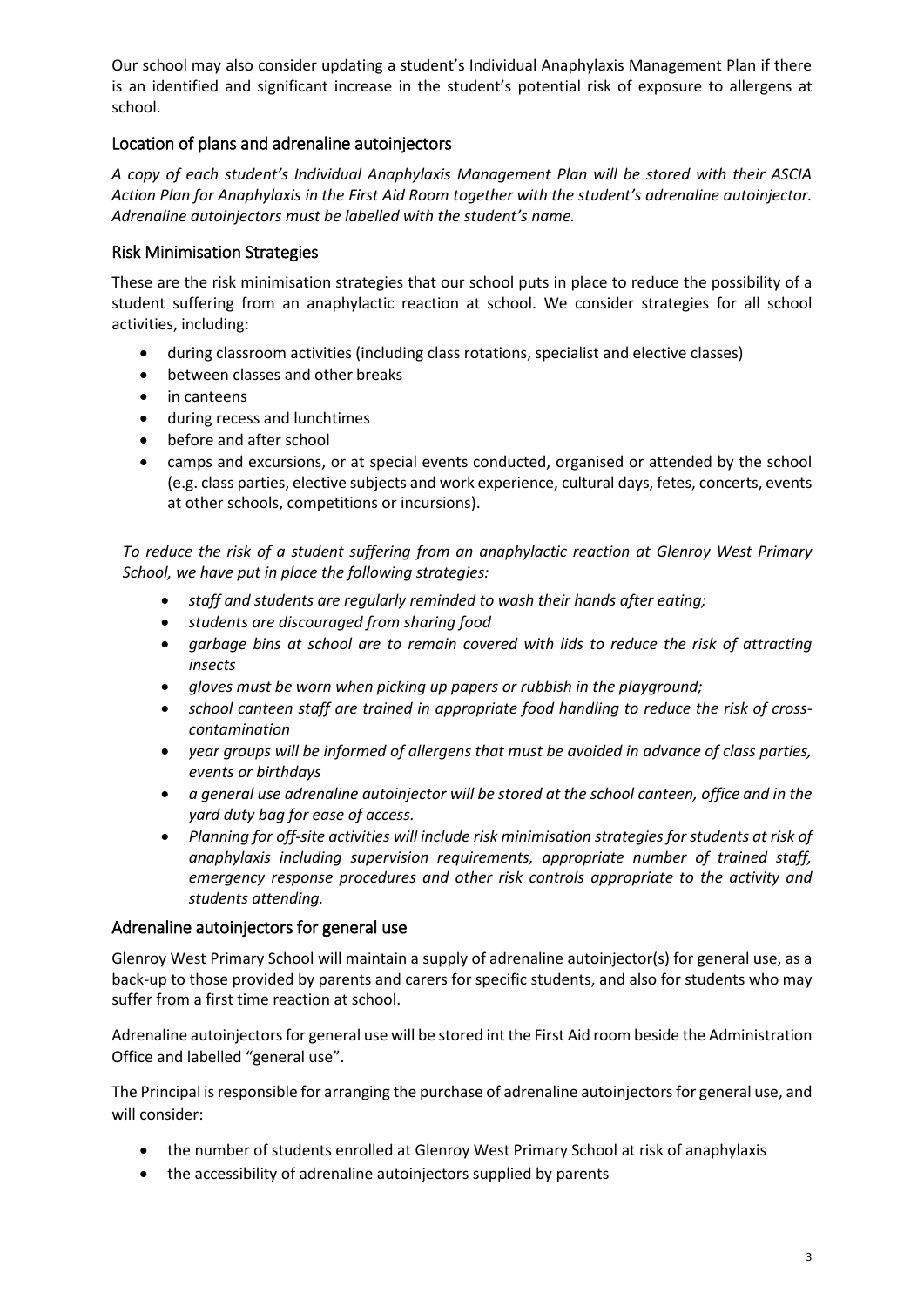Our school may also consider updating a student's Individual Anaphylaxis Management Plan if there is an identified and significant increase in the student's potential risk of exposure to allergens at school.

## Location of plans and adrenaline autoinjectors

*A copy of each student's Individual Anaphylaxis Management Plan will be stored with their ASCIA Action Plan for Anaphylaxis in the First Aid Room together with the student's adrenaline autoinjector. Adrenaline autoinjectors must be labelled with the student's name.*

## Risk Minimisation Strategies

These are the risk minimisation strategies that our school puts in place to reduce the possibility of a student suffering from an anaphylactic reaction at school. We consider strategies for all school activities, including:

- during classroom activities (including class rotations, specialist and elective classes)
- between classes and other breaks
- in canteens
- during recess and lunchtimes
- before and after school
- camps and excursions, or at special events conducted, organised or attended by the school (e.g. class parties, elective subjects and work experience, cultural days, fetes, concerts, events at other schools, competitions or incursions).

*To reduce the risk of a student suffering from an anaphylactic reaction at Glenroy West Primary School, we have put in place the following strategies:*

- *staff and students are regularly reminded to wash their hands after eating;*
- *students are discouraged from sharing food*
- *garbage bins at school are to remain covered with lids to reduce the risk of attracting insects*
- *gloves must be worn when picking up papers or rubbish in the playground;*
- *school canteen staff are trained in appropriate food handling to reduce the risk of cross-contamination*
- *year groups will be informed of allergens that must be avoided in advance of class parties, events or birthdays*
- *a general use adrenaline autoinjector will be stored at the school canteen, office and in the yard duty bag for ease of access.*
- *Planning for off-site activities will include risk minimisation strategies for students at risk of anaphylaxis including supervision requirements, appropriate number of trained staff, emergency response procedures and other risk controls appropriate to the activity and students attending.*

## Adrenaline autoinjectors for general use

Glenroy West Primary School will maintain a supply of adrenaline autoinjector(s) for general use, as a back-up to those provided by parents and carers for specific students, and also for students who may suffer from a first time reaction at school.

Adrenaline autoinjectors for general use will be stored int the First Aid room beside the Administration Office and labelled "general use".

The Principal is responsible for arranging the purchase of adrenaline autoinjectors for general use, and will consider:

- the number of students enrolled at Glenroy West Primary School at risk of anaphylaxis
- the accessibility of adrenaline autoinjectors supplied by parents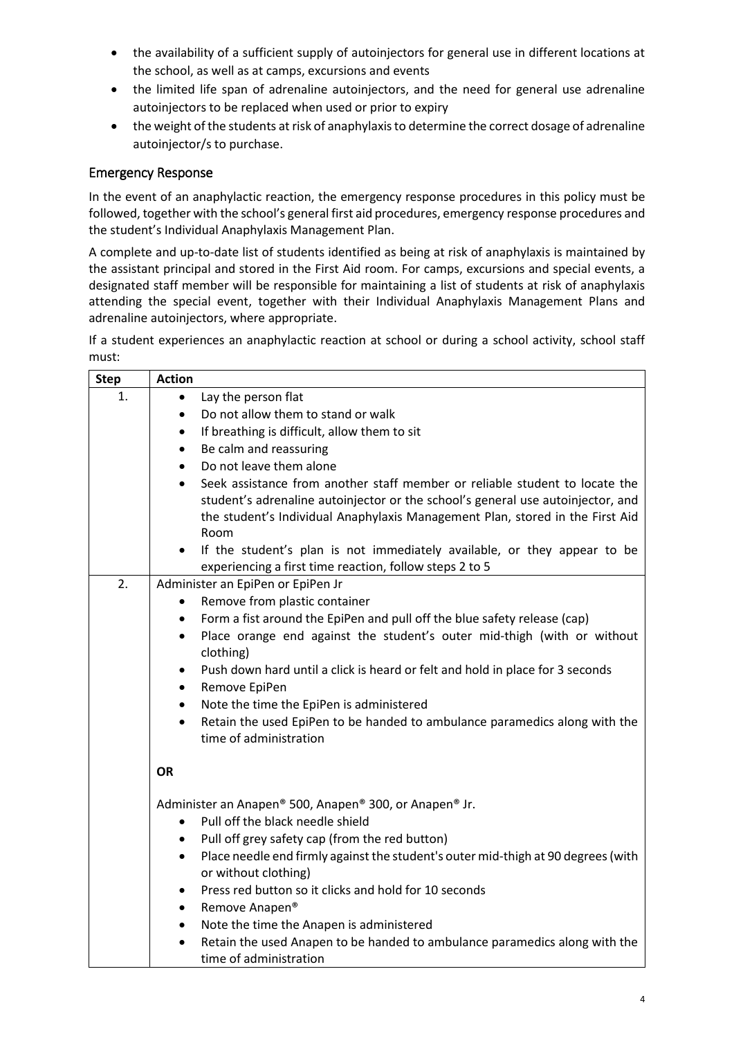- the availability of a sufficient supply of autoinjectors for general use in different locations at the school, as well as at camps, excursions and events
- the limited life span of adrenaline autoinjectors, and the need for general use adrenaline autoinjectors to be replaced when used or prior to expiry
- the weight of the students at risk of anaphylaxis to determine the correct dosage of adrenaline autoinjector/s to purchase.

## Emergency Response

In the event of an anaphylactic reaction, the emergency response procedures in this policy must be followed, together with the school's general first aid procedures, emergency response procedures and the student's Individual Anaphylaxis Management Plan.

A complete and up-to-date list of students identified as being at risk of anaphylaxis is maintained by the assistant principal and stored in the First Aid room. For camps, excursions and special events, a designated staff member will be responsible for maintaining a list of students at risk of anaphylaxis attending the special event, together with their Individual Anaphylaxis Management Plans and adrenaline autoinjectors, where appropriate.

If a student experiences an anaphylactic reaction at school or during a school activity, school staff must:

| Step | Action |
|---|---|
| 1. | • Lay the person flat<br>• Do not allow them to stand or walk<br>• If breathing is difficult, allow them to sit<br>• Be calm and reassuring<br>• Do not leave them alone<br>• Seek assistance from another staff member or reliable student to locate the student's adrenaline autoinjector or the school's general use autoinjector, and the student's Individual Anaphylaxis Management Plan, stored in the First Aid Room<br>• If the student's plan is not immediately available, or they appear to be experiencing a first time reaction, follow steps 2 to 5 |
| 2. | Administer an EpiPen or EpiPen Jr<br>• Remove from plastic container<br>• Form a fist around the EpiPen and pull off the blue safety release (cap)<br>• Place orange end against the student's outer mid-thigh (with or without clothing)<br>• Push down hard until a click is heard or felt and hold in place for 3 seconds<br>• Remove EpiPen<br>• Note the time the EpiPen is administered<br>• Retain the used EpiPen to be handed to ambulance paramedics along with the time of administration<br><br>**OR**<br><br>Administer an Anapen® 500, Anapen® 300, or Anapen® Jr.<br>• Pull off the black needle shield<br>• Pull off grey safety cap (from the red button)<br>• Place needle end firmly against the student's outer mid-thigh at 90 degrees (with or without clothing)<br>• Press red button so it clicks and hold for 10 seconds<br>• Remove Anapen®<br>• Note the time the Anapen is administered<br>• Retain the used Anapen to be handed to ambulance paramedics along with the time of administration |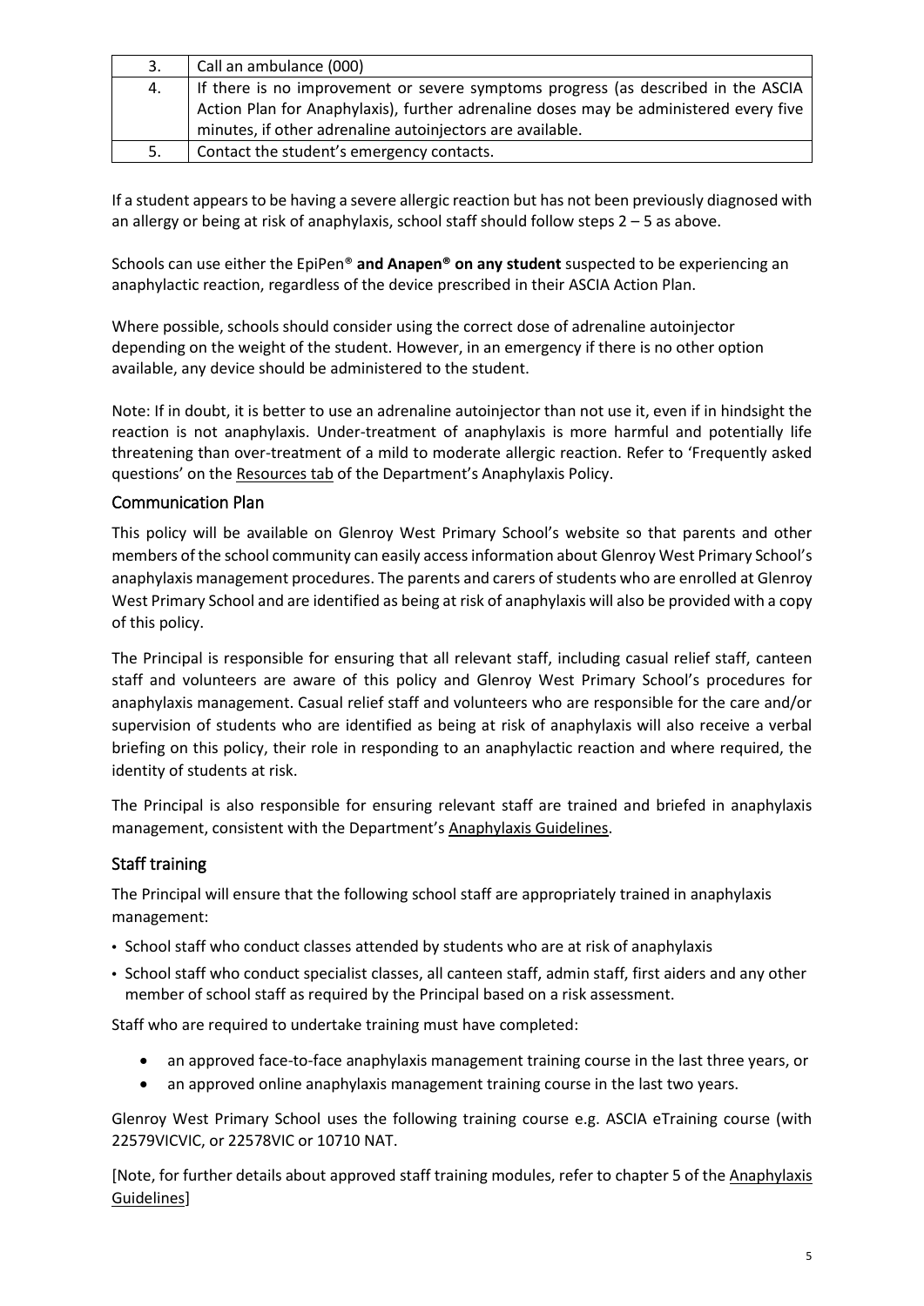| 3. | Call an ambulance (000) |
| --- | --- |
| 4. | If there is no improvement or severe symptoms progress (as described in the ASCIA Action Plan for Anaphylaxis), further adrenaline doses may be administered every five minutes, if other adrenaline autoinjectors are available. |
| 5. | Contact the student's emergency contacts. |

If a student appears to be having a severe allergic reaction but has not been previously diagnosed with an allergy or being at risk of anaphylaxis, school staff should follow steps 2 – 5 as above.

Schools can use either the EpiPen® **and Anapen® on any student** suspected to be experiencing an anaphylactic reaction, regardless of the device prescribed in their ASCIA Action Plan.

Where possible, schools should consider using the correct dose of adrenaline autoinjector depending on the weight of the student. However, in an emergency if there is no other option available, any device should be administered to the student.

Note: If in doubt, it is better to use an adrenaline autoinjector than not use it, even if in hindsight the reaction is not anaphylaxis. Under-treatment of anaphylaxis is more harmful and potentially life threatening than over-treatment of a mild to moderate allergic reaction. Refer to 'Frequently asked questions' on the Resources tab of the Department's Anaphylaxis Policy.

## Communication Plan

This policy will be available on Glenroy West Primary School's website so that parents and other members of the school community can easily access information about Glenroy West Primary School's anaphylaxis management procedures. The parents and carers of students who are enrolled at Glenroy West Primary School and are identified as being at risk of anaphylaxis will also be provided with a copy of this policy.

The Principal is responsible for ensuring that all relevant staff, including casual relief staff, canteen staff and volunteers are aware of this policy and Glenroy West Primary School's procedures for anaphylaxis management. Casual relief staff and volunteers who are responsible for the care and/or supervision of students who are identified as being at risk of anaphylaxis will also receive a verbal briefing on this policy, their role in responding to an anaphylactic reaction and where required, the identity of students at risk.

The Principal is also responsible for ensuring relevant staff are trained and briefed in anaphylaxis management, consistent with the Department's Anaphylaxis Guidelines.

## Staff training

The Principal will ensure that the following school staff are appropriately trained in anaphylaxis management:

- School staff who conduct classes attended by students who are at risk of anaphylaxis
- School staff who conduct specialist classes, all canteen staff, admin staff, first aiders and any other member of school staff as required by the Principal based on a risk assessment.

Staff who are required to undertake training must have completed:

- an approved face-to-face anaphylaxis management training course in the last three years, or
- an approved online anaphylaxis management training course in the last two years.

Glenroy West Primary School uses the following training course e.g. ASCIA eTraining course (with 22579VICVIC, or 22578VIC or 10710 NAT.

[Note, for further details about approved staff training modules, refer to chapter 5 of the Anaphylaxis Guidelines]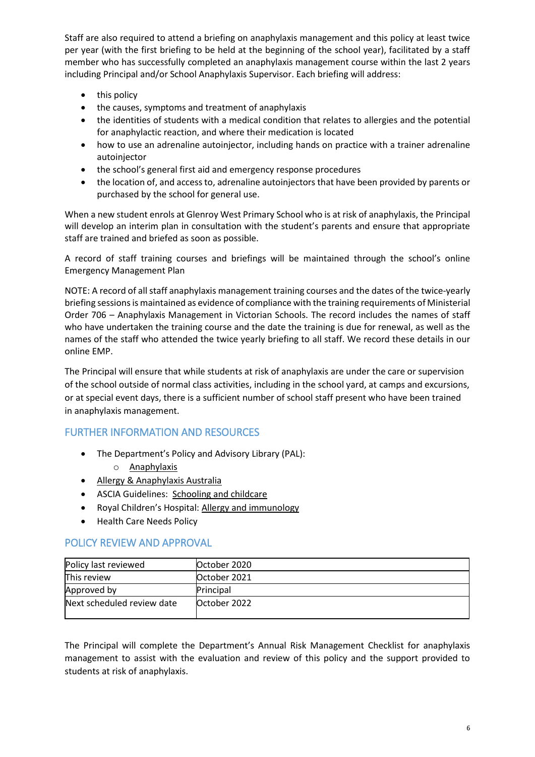Staff are also required to attend a briefing on anaphylaxis management and this policy at least twice per year (with the first briefing to be held at the beginning of the school year), facilitated by a staff member who has successfully completed an anaphylaxis management course within the last 2 years including Principal and/or School Anaphylaxis Supervisor. Each briefing will address:

- this policy
- the causes, symptoms and treatment of anaphylaxis
- the identities of students with a medical condition that relates to allergies and the potential for anaphylactic reaction, and where their medication is located
- how to use an adrenaline autoinjector, including hands on practice with a trainer adrenaline autoinjector
- the school's general first aid and emergency response procedures
- the location of, and access to, adrenaline autoinjectors that have been provided by parents or purchased by the school for general use.

When a new student enrols at Glenroy West Primary School who is at risk of anaphylaxis, the Principal will develop an interim plan in consultation with the student's parents and ensure that appropriate staff are trained and briefed as soon as possible.

A record of staff training courses and briefings will be maintained through the school's online Emergency Management Plan

NOTE: A record of all staff anaphylaxis management training courses and the dates of the twice-yearly briefing sessions is maintained as evidence of compliance with the training requirements of Ministerial Order 706 – Anaphylaxis Management in Victorian Schools. The record includes the names of staff who have undertaken the training course and the date the training is due for renewal, as well as the names of the staff who attended the twice yearly briefing to all staff. We record these details in our online EMP.

The Principal will ensure that while students at risk of anaphylaxis are under the care or supervision of the school outside of normal class activities, including in the school yard, at camps and excursions, or at special event days, there is a sufficient number of school staff present who have been trained in anaphylaxis management.

## FURTHER INFORMATION AND RESOURCES

- The Department's Policy and Advisory Library (PAL):
  - Anaphylaxis
- Allergy & Anaphylaxis Australia
- ASCIA Guidelines: Schooling and childcare
- Royal Children's Hospital: Allergy and immunology
- Health Care Needs Policy

## POLICY REVIEW AND APPROVAL

| | |
|---|---|
| Policy last reviewed | October 2020 |
| This review | October 2021 |
| Approved by | Principal |
| Next scheduled review date | October 2022 |

The Principal will complete the Department's Annual Risk Management Checklist for anaphylaxis management to assist with the evaluation and review of this policy and the support provided to students at risk of anaphylaxis.